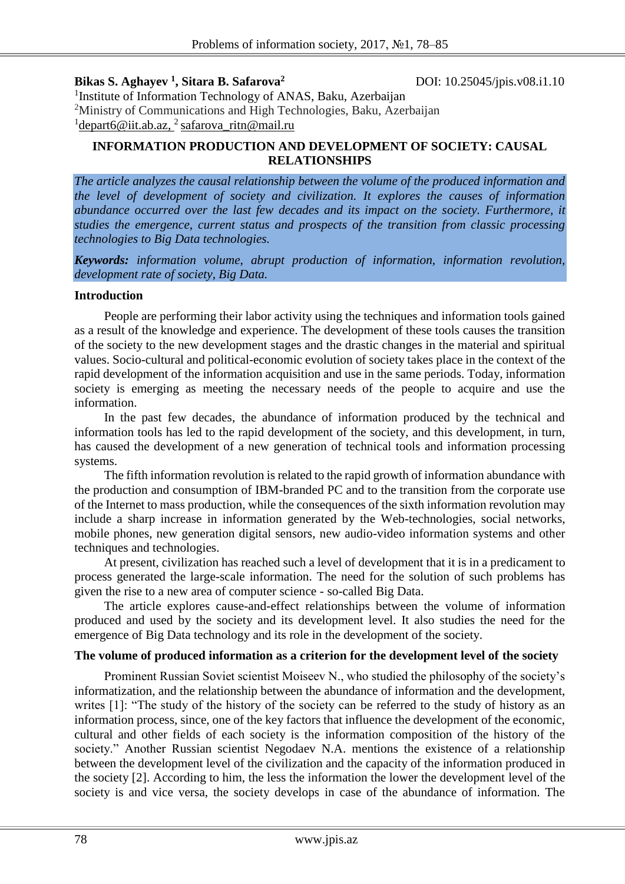**Bikas S. Aghayev [1], Sitara B. Safarova[2]**

DOI: 10.25045/jpis.v08.i1.10

[1]Institute of Information Technology of ANAS, Baku, Azerbaijan
[2]Ministry of Communications and High Technologies, Baku, Azerbaijan
[1]depart6@iit.ab.az, [2] safarova_ritn@mail.ru

# INFORMATION PRODUCTION AND DEVELOPMENT OF SOCIETY: CAUSAL RELATIONSHIPS

*The article analyzes the causal relationship between the volume of the produced information and the level of development of society and civilization. It explores the causes of information abundance occurred over the last few decades and its impact on the society. Furthermore, it studies the emergence, current status and prospects of the transition from classic processing technologies to Big Data technologies.*

***Keywords:*** *information volume, abrupt production of information, information revolution, development rate of society, Big Data.*

## Introduction

People are performing their labor activity using the techniques and information tools gained as a result of the knowledge and experience. The development of these tools causes the transition of the society to the new development stages and the drastic changes in the material and spiritual values. Socio-cultural and political-economic evolution of society takes place in the context of the rapid development of the information acquisition and use in the same periods. Today, information society is emerging as meeting the necessary needs of the people to acquire and use the information.

In the past few decades, the abundance of information produced by the technical and information tools has led to the rapid development of the society, and this development, in turn, has caused the development of a new generation of technical tools and information processing systems.

The fifth information revolution is related to the rapid growth of information abundance with the production and consumption of IBM-branded PC and to the transition from the corporate use of the Internet to mass production, while the consequences of the sixth information revolution may include a sharp increase in information generated by the Web-technologies, social networks, mobile phones, new generation digital sensors, new audio-video information systems and other techniques and technologies.

At present, civilization has reached such a level of development that it is in a predicament to process generated the large-scale information. The need for the solution of such problems has given the rise to a new area of computer science - so-called Big Data.

The article explores cause-and-effect relationships between the volume of information produced and used by the society and its development level. It also studies the need for the emergence of Big Data technology and its role in the development of the society.

## The volume of produced information as a criterion for the development level of the society

Prominent Russian Soviet scientist Moiseev N., who studied the philosophy of the society's informatization, and the relationship between the abundance of information and the development, writes [1]: "The study of the history of the society can be referred to the study of history as an information process, since, one of the key factors that influence the development of the economic, cultural and other fields of each society is the information composition of the history of the society." Another Russian scientist Negodaev N.A. mentions the existence of a relationship between the development level of the civilization and the capacity of the information produced in the society [2]. According to him, the less the information the lower the development level of the society is and vice versa, the society develops in case of the abundance of information. The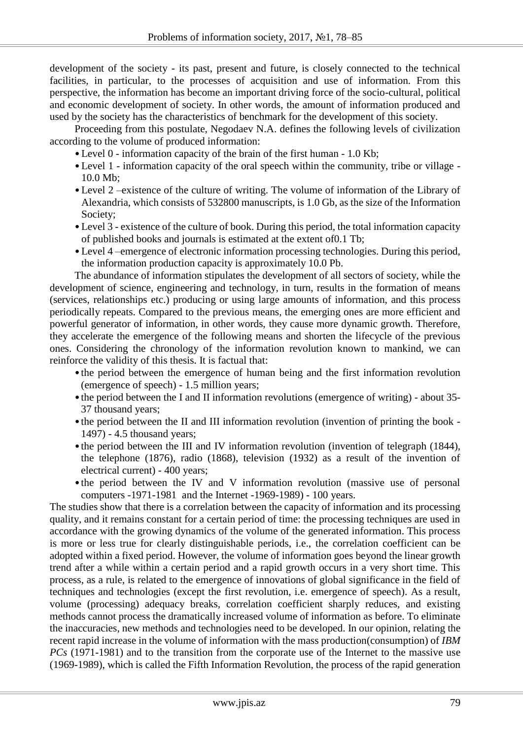development of the society - its past, present and future, is closely connected to the technical facilities, in particular, to the processes of acquisition and use of information. From this perspective, the information has become an important driving force of the socio-cultural, political and economic development of society. In other words, the amount of information produced and used by the society has the characteristics of benchmark for the development of this society.

Proceeding from this postulate, Negodaev N.A. defines the following levels of civilization according to the volume of produced information:

- Level 0 - information capacity of the brain of the first human - 1.0 Kb;
- Level 1 - information capacity of the oral speech within the community, tribe or village - 10.0 Mb;
- Level 2 –existence of the culture of writing. The volume of information of the Library of Alexandria, which consists of 532800 manuscripts, is 1.0 Gb, as the size of the Information Society;
- Level 3 - existence of the culture of book. During this period, the total information capacity of published books and journals is estimated at the extent of0.1 Tb;
- Level 4 –emergence of electronic information processing technologies. During this period, the information production capacity is approximately 10.0 Pb.

The abundance of information stipulates the development of all sectors of society, while the development of science, engineering and technology, in turn, results in the formation of means (services, relationships etc.) producing or using large amounts of information, and this process periodically repeats. Compared to the previous means, the emerging ones are more efficient and powerful generator of information, in other words, they cause more dynamic growth. Therefore, they accelerate the emergence of the following means and shorten the lifecycle of the previous ones. Considering the chronology of the information revolution known to mankind, we can reinforce the validity of this thesis. It is factual that:

- the period between the emergence of human being and the first information revolution (emergence of speech) - 1.5 million years;
- the period between the I and II information revolutions (emergence of writing) - about 35-37 thousand years;
- the period between the II and III information revolution (invention of printing the book - 1497) - 4.5 thousand years;
- the period between the III and IV information revolution (invention of telegraph (1844), the telephone (1876), radio (1868), television (1932) as a result of the invention of electrical current) - 400 years;
- the period between the IV and V information revolution (massive use of personal computers -1971-1981 and the Internet -1969-1989) - 100 years.

The studies show that there is a correlation between the capacity of information and its processing quality, and it remains constant for a certain period of time: the processing techniques are used in accordance with the growing dynamics of the volume of the generated information. This process is more or less true for clearly distinguishable periods, i.e., the correlation coefficient can be adopted within a fixed period. However, the volume of information goes beyond the linear growth trend after a while within a certain period and a rapid growth occurs in a very short time. This process, as a rule, is related to the emergence of innovations of global significance in the field of techniques and technologies (except the first revolution, i.e. emergence of speech). As a result, volume (processing) adequacy breaks, correlation coefficient sharply reduces, and existing methods cannot process the dramatically increased volume of information as before. To eliminate the inaccuracies, new methods and technologies need to be developed. In our opinion, relating the recent rapid increase in the volume of information with the mass production(consumption) of *IBM PCs* (1971-1981) and to the transition from the corporate use of the Internet to the massive use (1969-1989), which is called the Fifth Information Revolution, the process of the rapid generation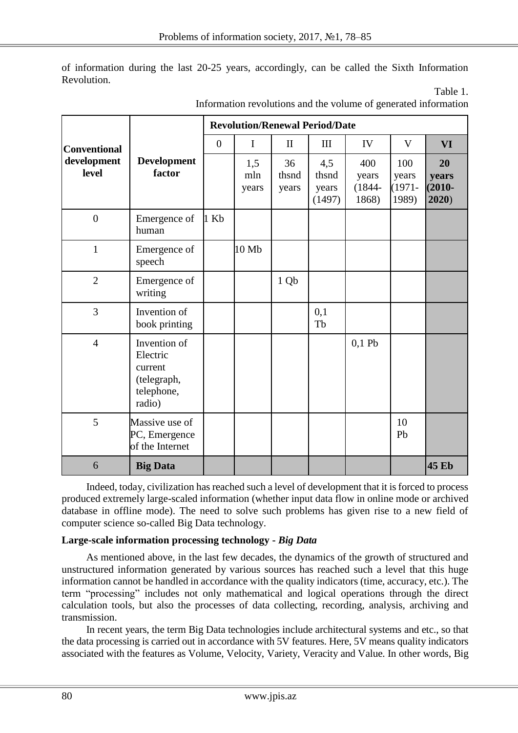of information during the last 20-25 years, accordingly, can be called the Sixth Information Revolution.

Table 1.
Information revolutions and the volume of generated information

| Conventional development level | Development factor | Revolution/Renewal Period/Date | | | | | | |
|---|---|---|---|---|---|---|---|---|
| | | 0 | I | II | III | IV | V | **VI** |
| | | | 1,5 mln years | 36 thsnd years | 4,5 thsnd years (1497) | 400 years (1844-1868) | 100 years (1971-1989) | **20 years (2010-2020)** |
| 0 | Emergence of human | 1 Kb | | | | | | |
| 1 | Emergence of speech | | 10 Mb | | | | | |
| 2 | Emergence of writing | | | 1 Qb | | | | |
| 3 | Invention of book printing | | | | 0,1 Tb | | | |
| 4 | Invention of Electric current (telegraph, telephone, radio) | | | | | 0,1 Pb | | |
| 5 | Massive use of PC, Emergence of the Internet | | | | | | 10 Pb | |
| 6 | **Big Data** | | | | | | | **45 Eb** |

Indeed, today, civilization has reached such a level of development that it is forced to process produced extremely large-scaled information (whether input data flow in online mode or archived database in offline mode). The need to solve such problems has given rise to a new field of computer science so-called Big Data technology.

**Large-scale information processing technology -** ***Big Data***

As mentioned above, in the last few decades, the dynamics of the growth of structured and unstructured information generated by various sources has reached such a level that this huge information cannot be handled in accordance with the quality indicators (time, accuracy, etc.). The term "processing" includes not only mathematical and logical operations through the direct calculation tools, but also the processes of data collecting, recording, analysis, archiving and transmission.

In recent years, the term Big Data technologies include architectural systems and etc., so that the data processing is carried out in accordance with 5V features. Here, 5V means quality indicators associated with the features as Volume, Velocity, Variety, Veracity and Value. In other words, Big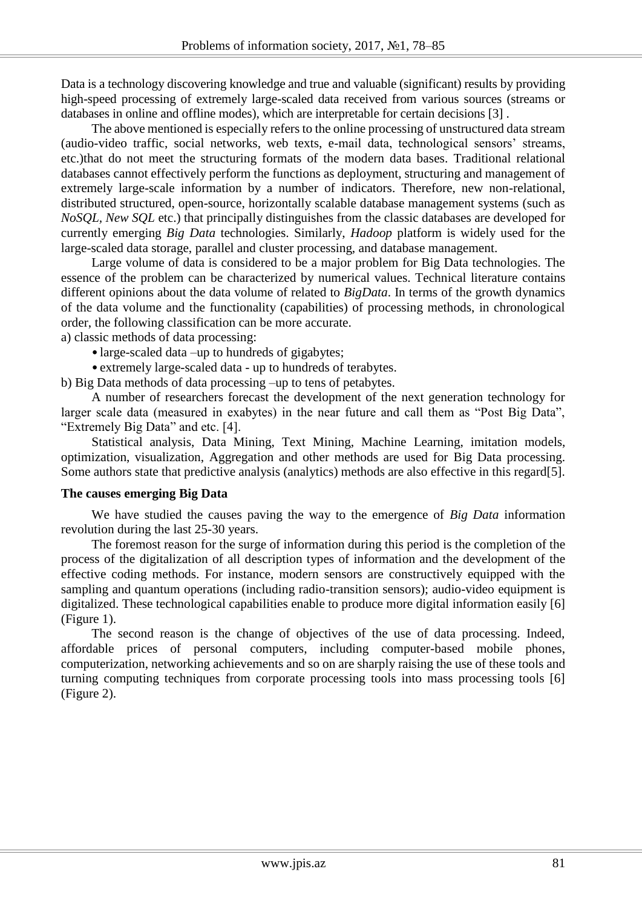Data is a technology discovering knowledge and true and valuable (significant) results by providing high-speed processing of extremely large-scaled data received from various sources (streams or databases in online and offline modes), which are interpretable for certain decisions [3] .

The above mentioned is especially refers to the online processing of unstructured data stream (audio-video traffic, social networks, web texts, e-mail data, technological sensors' streams, etc.)that do not meet the structuring formats of the modern data bases. Traditional relational databases cannot effectively perform the functions as deployment, structuring and management of extremely large-scale information by a number of indicators. Therefore, new non-relational, distributed structured, open-source, horizontally scalable database management systems (such as *NoSQL*, *New SQL* etc.) that principally distinguishes from the classic databases are developed for currently emerging *Big Data* technologies. Similarly, *Hadoop* platform is widely used for the large-scaled data storage, parallel and cluster processing, and database management.

Large volume of data is considered to be a major problem for Big Data technologies. The essence of the problem can be characterized by numerical values. Technical literature contains different opinions about the data volume of related to *BigData*. In terms of the growth dynamics of the data volume and the functionality (capabilities) of processing methods, in chronological order, the following classification can be more accurate.

a) classic methods of data processing:

- large-scaled data –up to hundreds of gigabytes;
- extremely large-scaled data - up to hundreds of terabytes.

b) Big Data methods of data processing –up to tens of petabytes.

A number of researchers forecast the development of the next generation technology for larger scale data (measured in exabytes) in the near future and call them as "Post Big Data", "Extremely Big Data" and etc. [4].

Statistical analysis, Data Mining, Text Mining, Machine Learning, imitation models, optimization, visualization, Aggregation and other methods are used for Big Data processing. Some authors state that predictive analysis (analytics) methods are also effective in this regard[5].

**The causes emerging Big Data**

We have studied the causes paving the way to the emergence of *Big Data* information revolution during the last 25-30 years.

The foremost reason for the surge of information during this period is the completion of the process of the digitalization of all description types of information and the development of the effective coding methods. For instance, modern sensors are constructively equipped with the sampling and quantum operations (including radio-transition sensors); audio-video equipment is digitalized. These technological capabilities enable to produce more digital information easily [6] (Figure 1).

The second reason is the change of objectives of the use of data processing. Indeed, affordable prices of personal computers, including computer-based mobile phones, computerization, networking achievements and so on are sharply raising the use of these tools and turning computing techniques from corporate processing tools into mass processing tools [6] (Figure 2).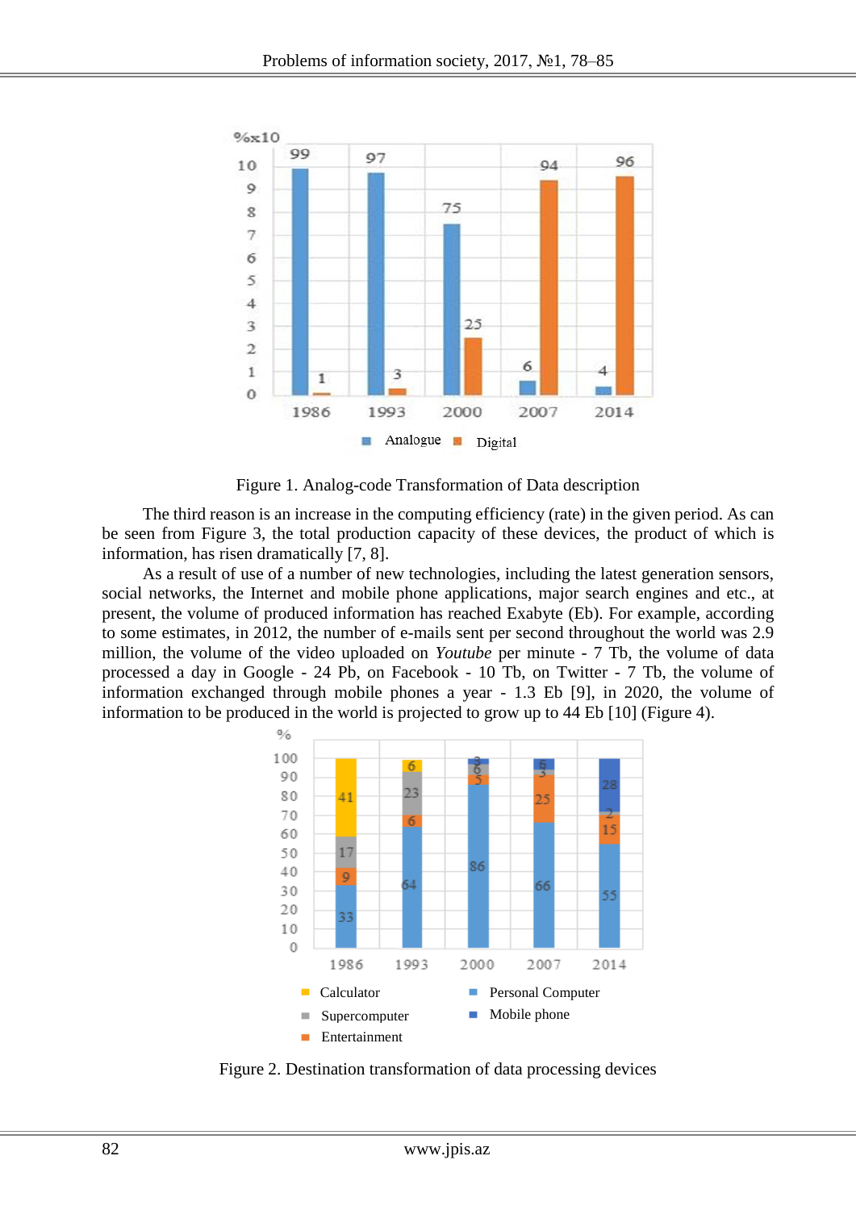%x10

10
9
8
7
6
5
4
3
2
1
0

99
1
97
3
75
25
6
94
4
96

1986
1993
2000
2007
2014

Analogue
Digital

Figure 1. Analog-code Transformation of Data description

The third reason is an increase in the computing efficiency (rate) in the given period. As can be seen from Figure 3, the total production capacity of these devices, the product of which is information, has risen dramatically [7, 8].

As a result of use of a number of new technologies, including the latest generation sensors, social networks, the Internet and mobile phone applications, major search engines and etc., at present, the volume of produced information has reached Exabyte (Eb). For example, according to some estimates, in 2012, the number of e-mails sent per second throughout the world was 2.9 million, the volume of the video uploaded on *Youtube* per minute - 7 Tb, the volume of data processed a day in Google - 24 Pb, on Facebook - 10 Tb, on Twitter - 7 Tb, the volume of information exchanged through mobile phones a year - 1.3 Eb [9], in 2020, the volume of information to be produced in the world is projected to grow up to 44 Eb [10] (Figure 4).

%

100
90
80
70
60
50
40
30
20
10
0

41
17
9
33
6
23
6
64
3
6
5
86
6
3
25
66
28
2
15
55

1986
1993
2000
2007
2014

Calculator
Supercomputer
Entertainment
Personal Computer
Mobile phone

Figure 2. Destination transformation of data processing devices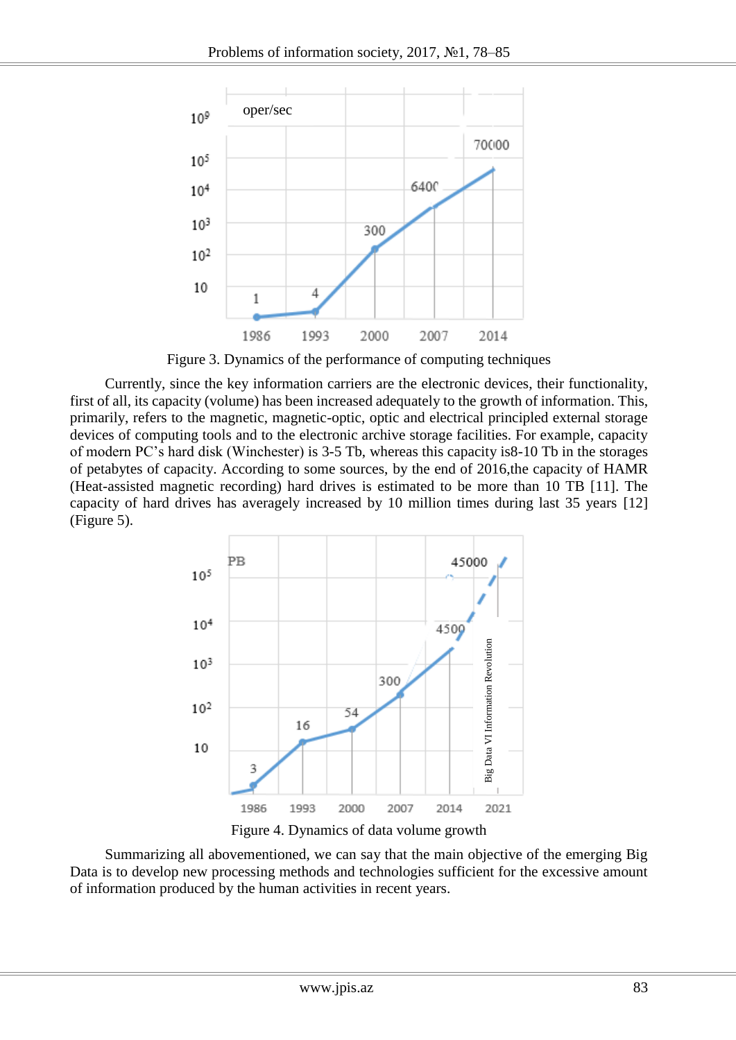oper/sec

$10^9$

$10^5$

$10^4$

$10^3$

$10^2$

10

1

4

300

6400

70000

1986 1993 2000 2007 2014

Figure 3. Dynamics of the performance of computing techniques

Currently, since the key information carriers are the electronic devices, their functionality, first of all, its capacity (volume) has been increased adequately to the growth of information. This, primarily, refers to the magnetic, magnetic-optic, optic and electrical principled external storage devices of computing tools and to the electronic archive storage facilities. For example, capacity of modern PC's hard disk (Winchester) is 3-5 Tb, whereas this capacity is8-10 Tb in the storages of petabytes of capacity. According to some sources, by the end of 2016,the capacity of HAMR (Heat-assisted magnetic recording) hard drives is estimated to be more than 10 TB [11]. The capacity of hard drives has averagely increased by 10 million times during last 35 years [12] (Figure 5).

PB

$10^5$

$10^4$

$10^3$

$10^2$

10

3

16

54

300

4500

45000

Big Data VI Information Revolution

1986 1993 2000 2007 2014 2021

Figure 4. Dynamics of data volume growth

Summarizing all abovementioned, we can say that the main objective of the emerging Big Data is to develop new processing methods and technologies sufficient for the excessive amount of information produced by the human activities in recent years.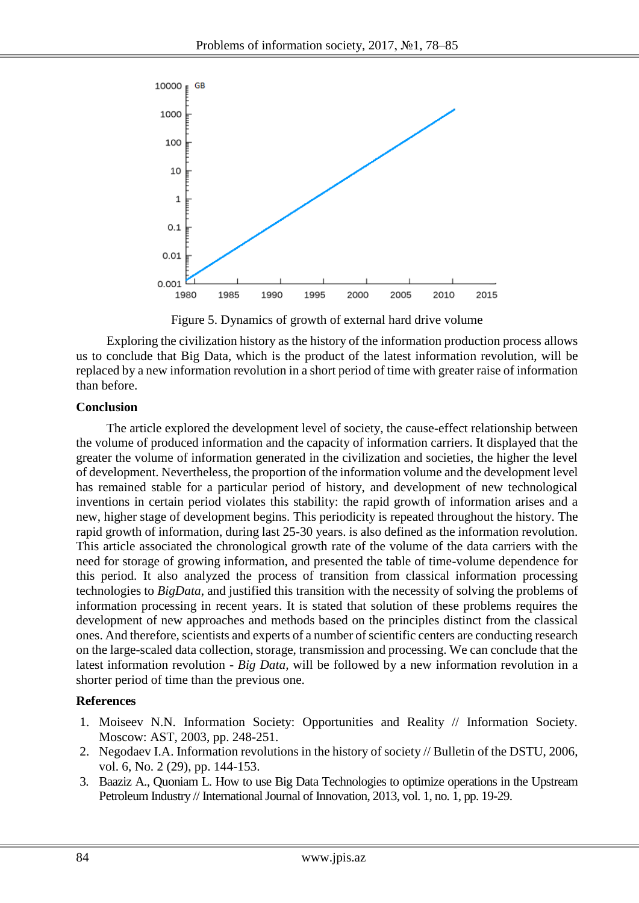Figure 5. Dynamics of growth of external hard drive volume

Exploring the civilization history as the history of the information production process allows us to conclude that Big Data, which is the product of the latest information revolution, will be replaced by a new information revolution in a short period of time with greater raise of information than before.

## Conclusion

The article explored the development level of society, the cause-effect relationship between the volume of produced information and the capacity of information carriers. It displayed that the greater the volume of information generated in the civilization and societies, the higher the level of development. Nevertheless, the proportion of the information volume and the development level has remained stable for a particular period of history, and development of new technological inventions in certain period violates this stability: the rapid growth of information arises and a new, higher stage of development begins. This periodicity is repeated throughout the history. The rapid growth of information, during last 25-30 years. is also defined as the information revolution. This article associated the chronological growth rate of the volume of the data carriers with the need for storage of growing information, and presented the table of time-volume dependence for this period. It also analyzed the process of transition from classical information processing technologies to *BigData*, and justified this transition with the necessity of solving the problems of information processing in recent years. It is stated that solution of these problems requires the development of new approaches and methods based on the principles distinct from the classical ones. And therefore, scientists and experts of a number of scientific centers are conducting research on the large-scaled data collection, storage, transmission and processing. We can conclude that the latest information revolution - *Big Data*, will be followed by a new information revolution in a shorter period of time than the previous one.

## References

1. Moiseev N.N. Information Society: Opportunities and Reality // Information Society. Moscow: AST, 2003, pp. 248-251.
2. Negodaev I.A. Information revolutions in the history of society // Bulletin of the DSTU, 2006, vol. 6, No. 2 (29), pp. 144-153.
3. Baaziz A., Quoniam L. How to use Big Data Technologies to optimize operations in the Upstream Petroleum Industry // International Journal of Innovation, 2013, vol. 1, no. 1, pp. 19-29.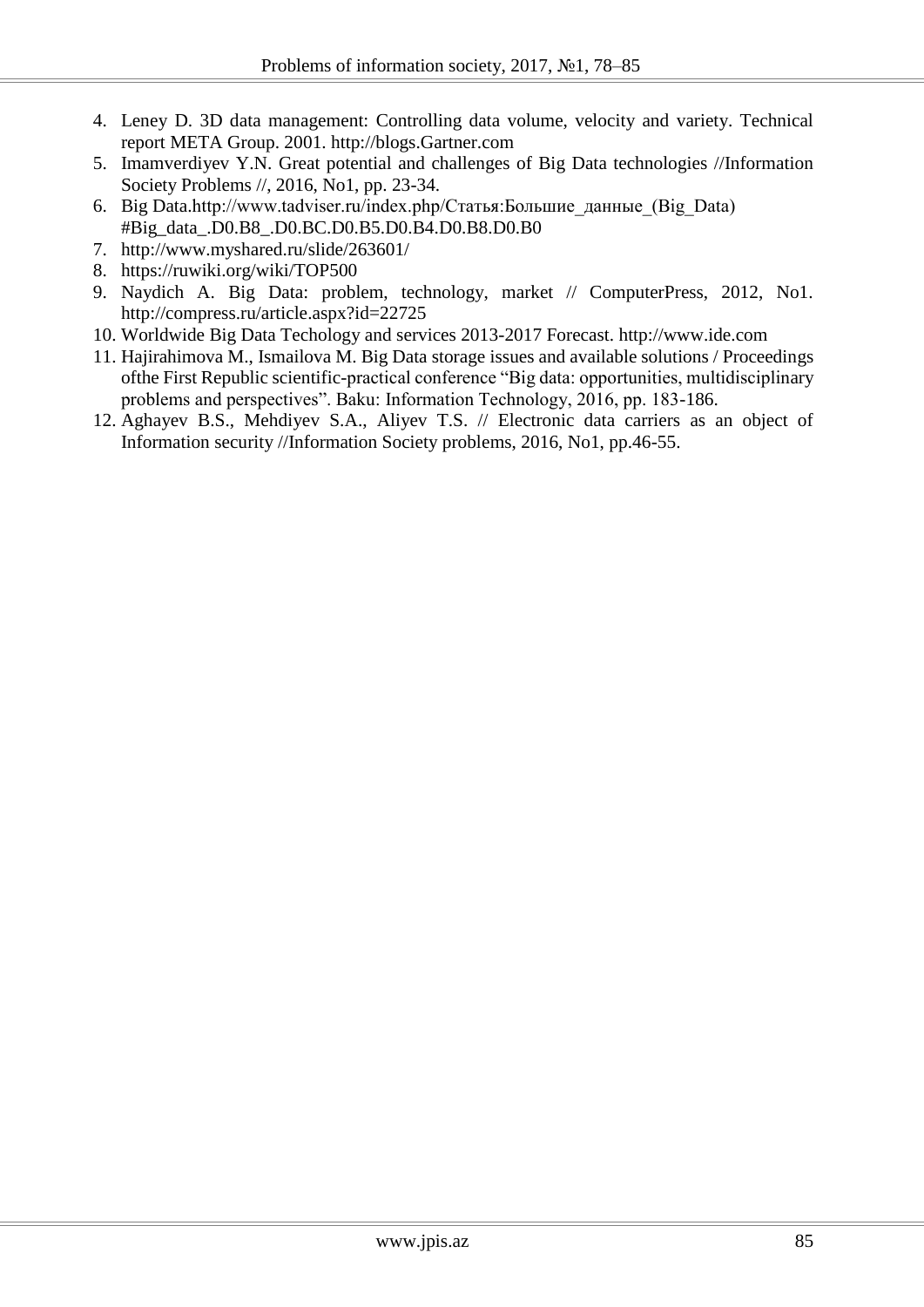4. Leney D. 3D data management: Controlling data volume, velocity and variety. Technical report META Group. 2001. http://blogs.Gartner.com
5. Imamverdiyev Y.N. Great potential and challenges of Big Data technologies //Information Society Problems //, 2016, No1, pp. 23-34.
6. Big Data.http://www.tadviser.ru/index.php/Статья:Большие_данные_(Big_Data) #Big_data_.D0.B8_.D0.BC.D0.B5.D0.B4.D0.B8.D0.B0
7. http://www.myshared.ru/slide/263601/
8. https://ruwiki.org/wiki/TOP500
9. Naydich A. Big Data: problem, technology, market // ComputerPress, 2012, No1. http://compress.ru/article.aspx?id=22725
10. Worldwide Big Data Techology and services 2013-2017 Forecast. http://www.ide.com
11. Hajirahimova M., Ismailova M. Big Data storage issues and available solutions / Proceedings ofthe First Republic scientific-practical conference "Big data: opportunities, multidisciplinary problems and perspectives". Baku: Information Technology, 2016, pp. 183-186.
12. Aghayev B.S., Mehdiyev S.A., Aliyev T.S. // Electronic data carriers as an object of Information security //Information Society problems, 2016, No1, pp.46-55.